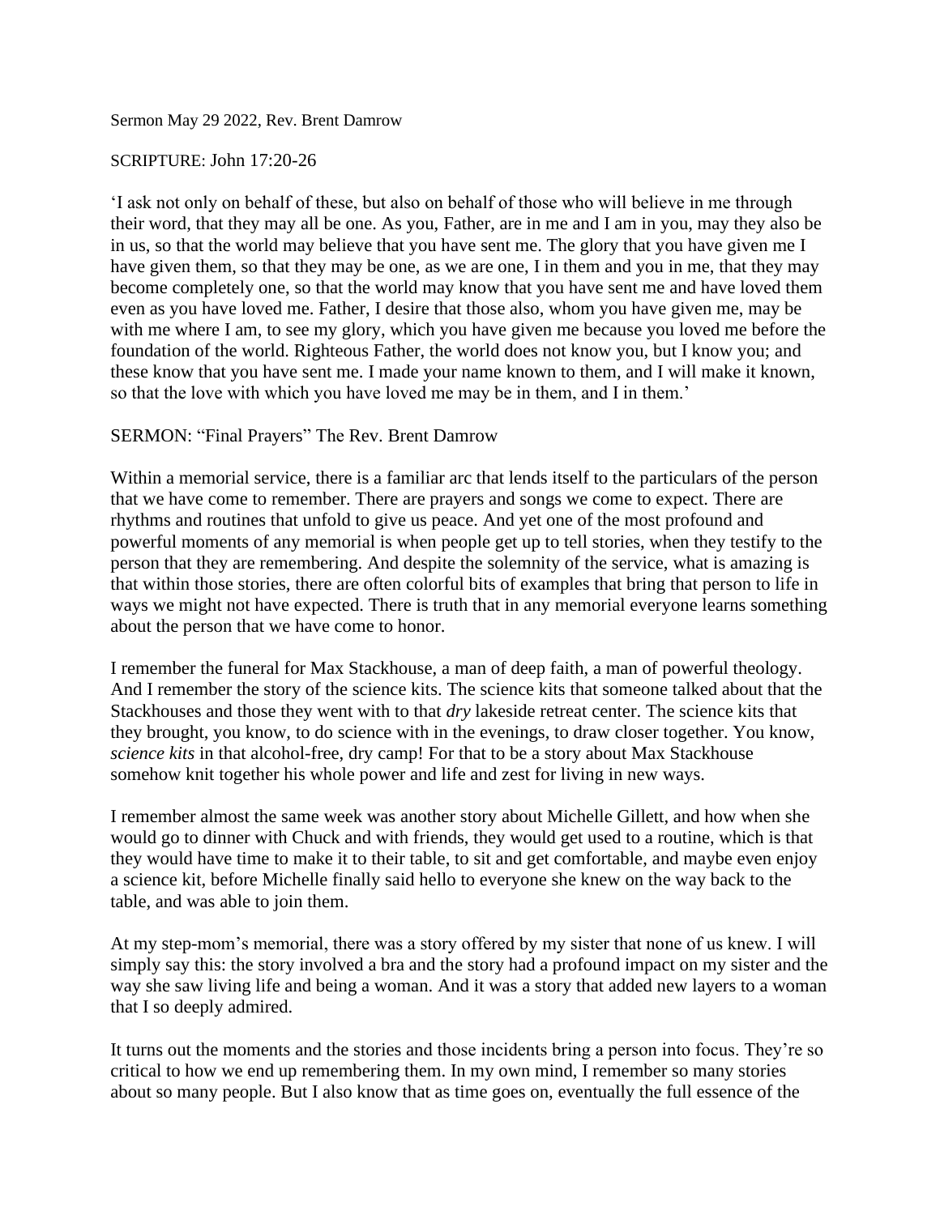Sermon May 29 2022, Rev. Brent Damrow

SCRIPTURE: John 17:20-26

'I ask not only on behalf of these, but also on behalf of those who will believe in me through their word, that they may all be one. As you, Father, are in me and I am in you, may they also be in us, so that the world may believe that you have sent me. The glory that you have given me I have given them, so that they may be one, as we are one, I in them and you in me, that they may become completely one, so that the world may know that you have sent me and have loved them even as you have loved me. Father, I desire that those also, whom you have given me, may be with me where I am, to see my glory, which you have given me because you loved me before the foundation of the world. Righteous Father, the world does not know you, but I know you; and these know that you have sent me. I made your name known to them, and I will make it known, so that the love with which you have loved me may be in them, and I in them.'

SERMON: "Final Prayers" The Rev. Brent Damrow

Within a memorial service, there is a familiar arc that lends itself to the particulars of the person that we have come to remember. There are prayers and songs we come to expect. There are rhythms and routines that unfold to give us peace. And yet one of the most profound and powerful moments of any memorial is when people get up to tell stories, when they testify to the person that they are remembering. And despite the solemnity of the service, what is amazing is that within those stories, there are often colorful bits of examples that bring that person to life in ways we might not have expected. There is truth that in any memorial everyone learns something about the person that we have come to honor.

I remember the funeral for Max Stackhouse, a man of deep faith, a man of powerful theology. And I remember the story of the science kits. The science kits that someone talked about that the Stackhouses and those they went with to that *dry* lakeside retreat center. The science kits that they brought, you know, to do science with in the evenings, to draw closer together. You know, *science kits* in that alcohol-free, dry camp! For that to be a story about Max Stackhouse somehow knit together his whole power and life and zest for living in new ways.

I remember almost the same week was another story about Michelle Gillett, and how when she would go to dinner with Chuck and with friends, they would get used to a routine, which is that they would have time to make it to their table, to sit and get comfortable, and maybe even enjoy a science kit, before Michelle finally said hello to everyone she knew on the way back to the table, and was able to join them.

At my step-mom's memorial, there was a story offered by my sister that none of us knew. I will simply say this: the story involved a bra and the story had a profound impact on my sister and the way she saw living life and being a woman. And it was a story that added new layers to a woman that I so deeply admired.

It turns out the moments and the stories and those incidents bring a person into focus. They're so critical to how we end up remembering them. In my own mind, I remember so many stories about so many people. But I also know that as time goes on, eventually the full essence of the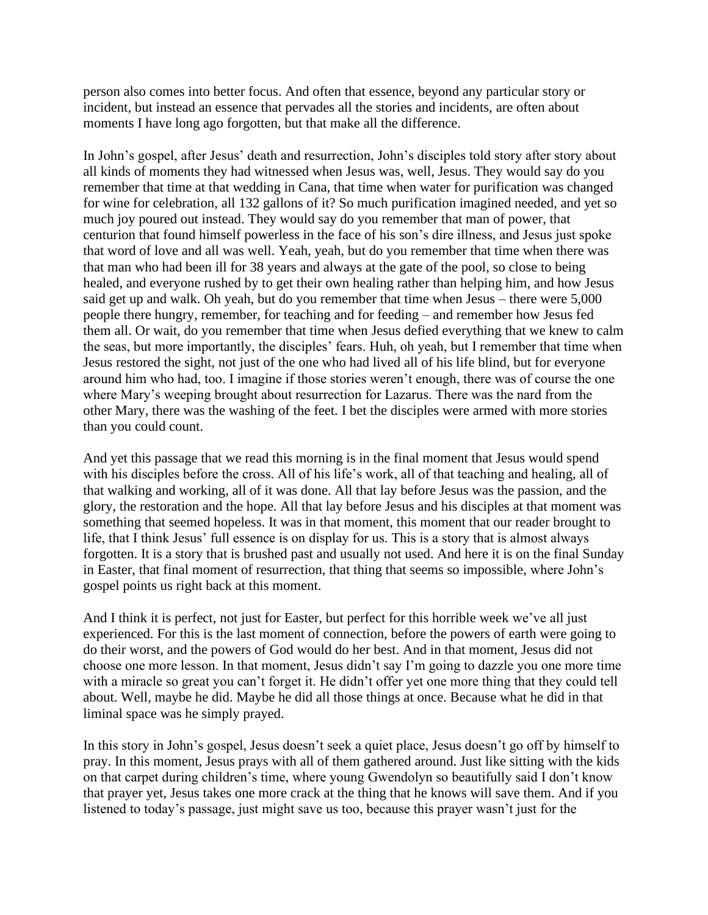person also comes into better focus. And often that essence, beyond any particular story or incident, but instead an essence that pervades all the stories and incidents, are often about moments I have long ago forgotten, but that make all the difference.

In John's gospel, after Jesus' death and resurrection, John's disciples told story after story about all kinds of moments they had witnessed when Jesus was, well, Jesus. They would say do you remember that time at that wedding in Cana, that time when water for purification was changed for wine for celebration, all 132 gallons of it? So much purification imagined needed, and yet so much joy poured out instead. They would say do you remember that man of power, that centurion that found himself powerless in the face of his son's dire illness, and Jesus just spoke that word of love and all was well. Yeah, yeah, but do you remember that time when there was that man who had been ill for 38 years and always at the gate of the pool, so close to being healed, and everyone rushed by to get their own healing rather than helping him, and how Jesus said get up and walk. Oh yeah, but do you remember that time when Jesus – there were 5,000 people there hungry, remember, for teaching and for feeding – and remember how Jesus fed them all. Or wait, do you remember that time when Jesus defied everything that we knew to calm the seas, but more importantly, the disciples' fears. Huh, oh yeah, but I remember that time when Jesus restored the sight, not just of the one who had lived all of his life blind, but for everyone around him who had, too. I imagine if those stories weren't enough, there was of course the one where Mary's weeping brought about resurrection for Lazarus. There was the nard from the other Mary, there was the washing of the feet. I bet the disciples were armed with more stories than you could count.

And yet this passage that we read this morning is in the final moment that Jesus would spend with his disciples before the cross. All of his life's work, all of that teaching and healing, all of that walking and working, all of it was done. All that lay before Jesus was the passion, and the glory, the restoration and the hope. All that lay before Jesus and his disciples at that moment was something that seemed hopeless. It was in that moment, this moment that our reader brought to life, that I think Jesus' full essence is on display for us. This is a story that is almost always forgotten. It is a story that is brushed past and usually not used. And here it is on the final Sunday in Easter, that final moment of resurrection, that thing that seems so impossible, where John's gospel points us right back at this moment.

And I think it is perfect, not just for Easter, but perfect for this horrible week we've all just experienced. For this is the last moment of connection, before the powers of earth were going to do their worst, and the powers of God would do her best. And in that moment, Jesus did not choose one more lesson. In that moment, Jesus didn't say I'm going to dazzle you one more time with a miracle so great you can't forget it. He didn't offer yet one more thing that they could tell about. Well, maybe he did. Maybe he did all those things at once. Because what he did in that liminal space was he simply prayed.

In this story in John's gospel, Jesus doesn't seek a quiet place, Jesus doesn't go off by himself to pray. In this moment, Jesus prays with all of them gathered around. Just like sitting with the kids on that carpet during children's time, where young Gwendolyn so beautifully said I don't know that prayer yet, Jesus takes one more crack at the thing that he knows will save them. And if you listened to today's passage, just might save us too, because this prayer wasn't just for the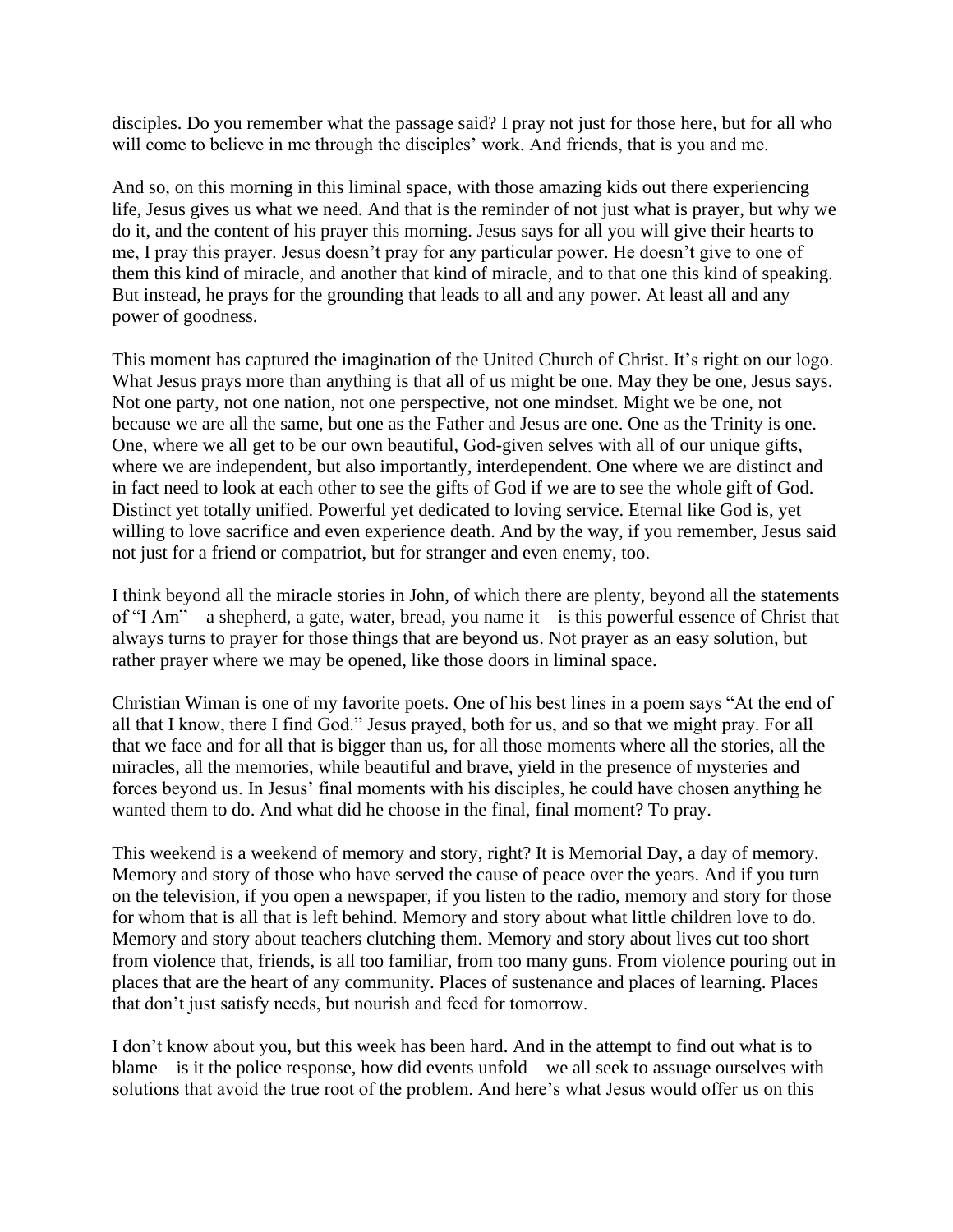disciples. Do you remember what the passage said? I pray not just for those here, but for all who will come to believe in me through the disciples' work. And friends, that is you and me.

And so, on this morning in this liminal space, with those amazing kids out there experiencing life, Jesus gives us what we need. And that is the reminder of not just what is prayer, but why we do it, and the content of his prayer this morning. Jesus says for all you will give their hearts to me, I pray this prayer. Jesus doesn't pray for any particular power. He doesn't give to one of them this kind of miracle, and another that kind of miracle, and to that one this kind of speaking. But instead, he prays for the grounding that leads to all and any power. At least all and any power of goodness.

This moment has captured the imagination of the United Church of Christ. It's right on our logo. What Jesus prays more than anything is that all of us might be one. May they be one, Jesus says. Not one party, not one nation, not one perspective, not one mindset. Might we be one, not because we are all the same, but one as the Father and Jesus are one. One as the Trinity is one. One, where we all get to be our own beautiful, God-given selves with all of our unique gifts, where we are independent, but also importantly, interdependent. One where we are distinct and in fact need to look at each other to see the gifts of God if we are to see the whole gift of God. Distinct yet totally unified. Powerful yet dedicated to loving service. Eternal like God is, yet willing to love sacrifice and even experience death. And by the way, if you remember, Jesus said not just for a friend or compatriot, but for stranger and even enemy, too.

I think beyond all the miracle stories in John, of which there are plenty, beyond all the statements of "I Am" – a shepherd, a gate, water, bread, you name it – is this powerful essence of Christ that always turns to prayer for those things that are beyond us. Not prayer as an easy solution, but rather prayer where we may be opened, like those doors in liminal space.

Christian Wiman is one of my favorite poets. One of his best lines in a poem says "At the end of all that I know, there I find God." Jesus prayed, both for us, and so that we might pray. For all that we face and for all that is bigger than us, for all those moments where all the stories, all the miracles, all the memories, while beautiful and brave, yield in the presence of mysteries and forces beyond us. In Jesus' final moments with his disciples, he could have chosen anything he wanted them to do. And what did he choose in the final, final moment? To pray.

This weekend is a weekend of memory and story, right? It is Memorial Day, a day of memory. Memory and story of those who have served the cause of peace over the years. And if you turn on the television, if you open a newspaper, if you listen to the radio, memory and story for those for whom that is all that is left behind. Memory and story about what little children love to do. Memory and story about teachers clutching them. Memory and story about lives cut too short from violence that, friends, is all too familiar, from too many guns. From violence pouring out in places that are the heart of any community. Places of sustenance and places of learning. Places that don't just satisfy needs, but nourish and feed for tomorrow.

I don't know about you, but this week has been hard. And in the attempt to find out what is to blame – is it the police response, how did events unfold – we all seek to assuage ourselves with solutions that avoid the true root of the problem. And here's what Jesus would offer us on this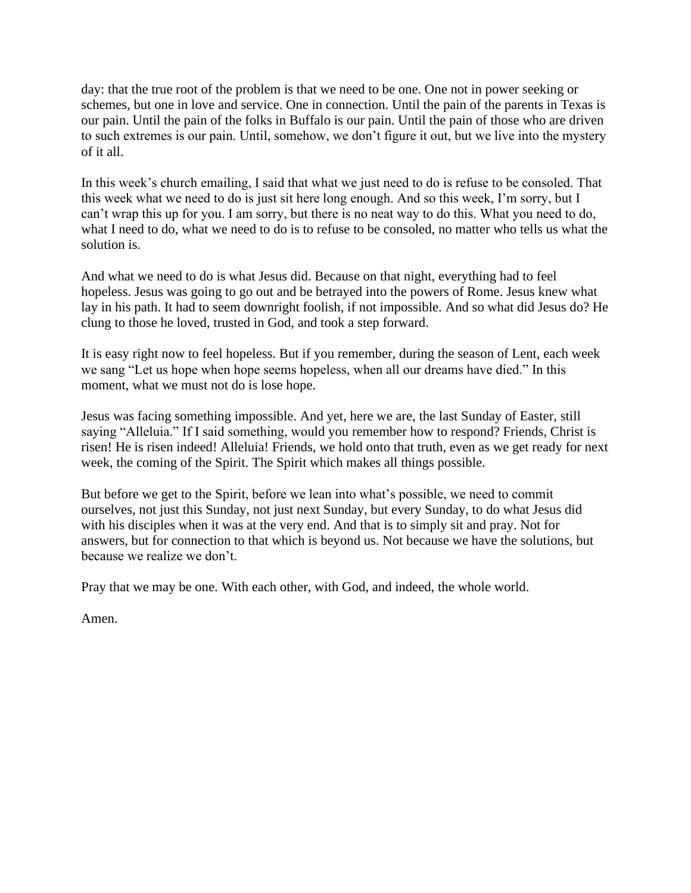day: that the true root of the problem is that we need to be one. One not in power seeking or schemes, but one in love and service. One in connection. Until the pain of the parents in Texas is our pain. Until the pain of the folks in Buffalo is our pain. Until the pain of those who are driven to such extremes is our pain. Until, somehow, we don't figure it out, but we live into the mystery of it all.

In this week's church emailing, I said that what we just need to do is refuse to be consoled. That this week what we need to do is just sit here long enough. And so this week, I'm sorry, but I can't wrap this up for you. I am sorry, but there is no neat way to do this. What you need to do, what I need to do, what we need to do is to refuse to be consoled, no matter who tells us what the solution is.

And what we need to do is what Jesus did. Because on that night, everything had to feel hopeless. Jesus was going to go out and be betrayed into the powers of Rome. Jesus knew what lay in his path. It had to seem downright foolish, if not impossible. And so what did Jesus do? He clung to those he loved, trusted in God, and took a step forward.

It is easy right now to feel hopeless. But if you remember, during the season of Lent, each week we sang "Let us hope when hope seems hopeless, when all our dreams have died." In this moment, what we must not do is lose hope.

Jesus was facing something impossible. And yet, here we are, the last Sunday of Easter, still saying "Alleluia." If I said something, would you remember how to respond? Friends, Christ is risen! He is risen indeed! Alleluia! Friends, we hold onto that truth, even as we get ready for next week, the coming of the Spirit. The Spirit which makes all things possible.

But before we get to the Spirit, before we lean into what's possible, we need to commit ourselves, not just this Sunday, not just next Sunday, but every Sunday, to do what Jesus did with his disciples when it was at the very end. And that is to simply sit and pray. Not for answers, but for connection to that which is beyond us. Not because we have the solutions, but because we realize we don't.

Pray that we may be one. With each other, with God, and indeed, the whole world.

Amen.